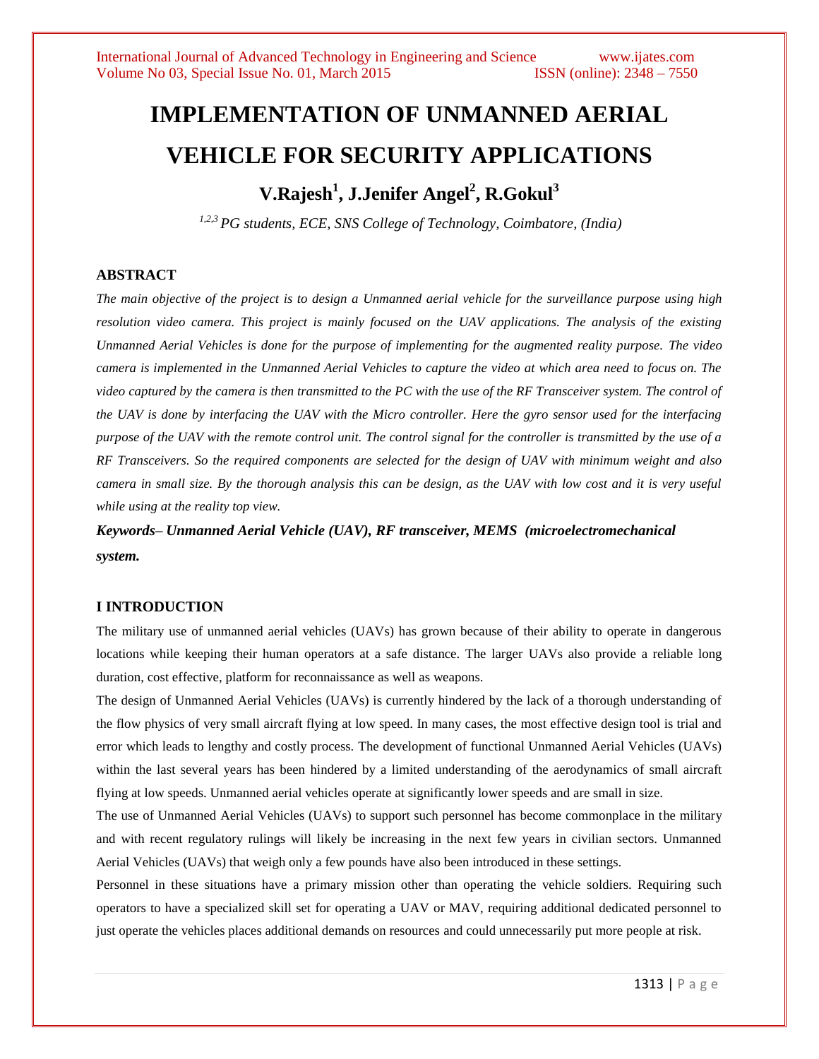# IMPLEMENTATION OF UNMANNED AERIAL VEHICLE FOR SECURITY APPLICATIONS

**V.Rajesh[1], J.Jenifer Angel[2], R.Gokul[3]**

*[1,2,3] PG students, ECE, SNS College of Technology, Coimbatore, (India)*

## ABSTRACT

*The main objective of the project is to design a Unmanned aerial vehicle for the surveillance purpose using high resolution video camera. This project is mainly focused on the UAV applications. The analysis of the existing Unmanned Aerial Vehicles is done for the purpose of implementing for the augmented reality purpose. The video camera is implemented in the Unmanned Aerial Vehicles to capture the video at which area need to focus on. The video captured by the camera is then transmitted to the PC with the use of the RF Transceiver system. The control of the UAV is done by interfacing the UAV with the Micro controller. Here the gyro sensor used for the interfacing purpose of the UAV with the remote control unit. The control signal for the controller is transmitted by the use of a RF Transceivers. So the required components are selected for the design of UAV with minimum weight and also camera in small size. By the thorough analysis this can be design, as the UAV with low cost and it is very useful while using at the reality top view.*

***Keywords– Unmanned Aerial Vehicle (UAV), RF transceiver, MEMS (microelectromechanical system.***

## I INTRODUCTION

The military use of unmanned aerial vehicles (UAVs) has grown because of their ability to operate in dangerous locations while keeping their human operators at a safe distance. The larger UAVs also provide a reliable long duration, cost effective, platform for reconnaissance as well as weapons.

The design of Unmanned Aerial Vehicles (UAVs) is currently hindered by the lack of a thorough understanding of the flow physics of very small aircraft flying at low speed. In many cases, the most effective design tool is trial and error which leads to lengthy and costly process. The development of functional Unmanned Aerial Vehicles (UAVs) within the last several years has been hindered by a limited understanding of the aerodynamics of small aircraft flying at low speeds. Unmanned aerial vehicles operate at significantly lower speeds and are small in size.

The use of Unmanned Aerial Vehicles (UAVs) to support such personnel has become commonplace in the military and with recent regulatory rulings will likely be increasing in the next few years in civilian sectors. Unmanned Aerial Vehicles (UAVs) that weigh only a few pounds have also been introduced in these settings.

Personnel in these situations have a primary mission other than operating the vehicle soldiers. Requiring such operators to have a specialized skill set for operating a UAV or MAV, requiring additional dedicated personnel to just operate the vehicles places additional demands on resources and could unnecessarily put more people at risk.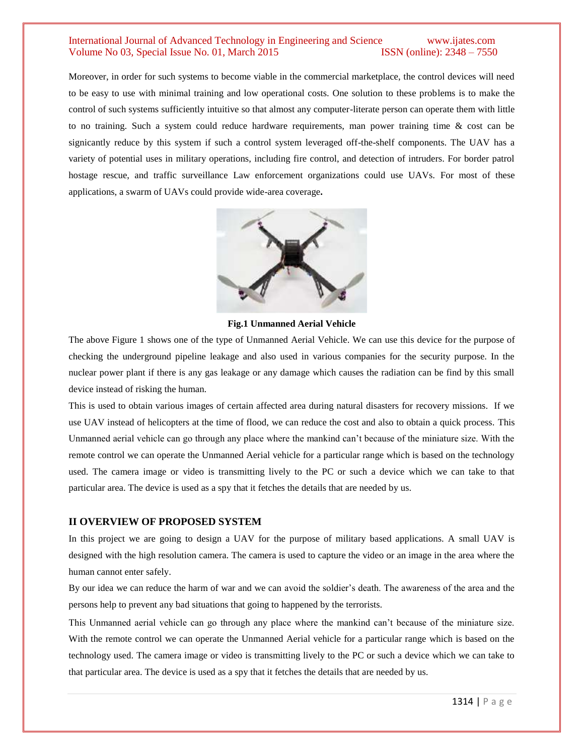Moreover, in order for such systems to become viable in the commercial marketplace, the control devices will need to be easy to use with minimal training and low operational costs. One solution to these problems is to make the control of such systems sufficiently intuitive so that almost any computer-literate person can operate them with little to no training. Such a system could reduce hardware requirements, man power training time & cost can be signicantly reduce by this system if such a control system leveraged off-the-shelf components. The UAV has a variety of potential uses in military operations, including fire control, and detection of intruders. For border patrol hostage rescue, and traffic surveillance Law enforcement organizations could use UAVs. For most of these applications, a swarm of UAVs could provide wide-area coverage**.**

**Fig.1 Unmanned Aerial Vehicle**

The above Figure 1 shows one of the type of Unmanned Aerial Vehicle. We can use this device for the purpose of checking the underground pipeline leakage and also used in various companies for the security purpose. In the nuclear power plant if there is any gas leakage or any damage which causes the radiation can be find by this small device instead of risking the human.

This is used to obtain various images of certain affected area during natural disasters for recovery missions. If we use UAV instead of helicopters at the time of flood, we can reduce the cost and also to obtain a quick process. This Unmanned aerial vehicle can go through any place where the mankind can't because of the miniature size. With the remote control we can operate the Unmanned Aerial vehicle for a particular range which is based on the technology used. The camera image or video is transmitting lively to the PC or such a device which we can take to that particular area. The device is used as a spy that it fetches the details that are needed by us.

## II OVERVIEW OF PROPOSED SYSTEM

In this project we are going to design a UAV for the purpose of military based applications. A small UAV is designed with the high resolution camera. The camera is used to capture the video or an image in the area where the human cannot enter safely.

By our idea we can reduce the harm of war and we can avoid the soldier's death. The awareness of the area and the persons help to prevent any bad situations that going to happened by the terrorists.

This Unmanned aerial vehicle can go through any place where the mankind can't because of the miniature size. With the remote control we can operate the Unmanned Aerial vehicle for a particular range which is based on the technology used. The camera image or video is transmitting lively to the PC or such a device which we can take to that particular area. The device is used as a spy that it fetches the details that are needed by us.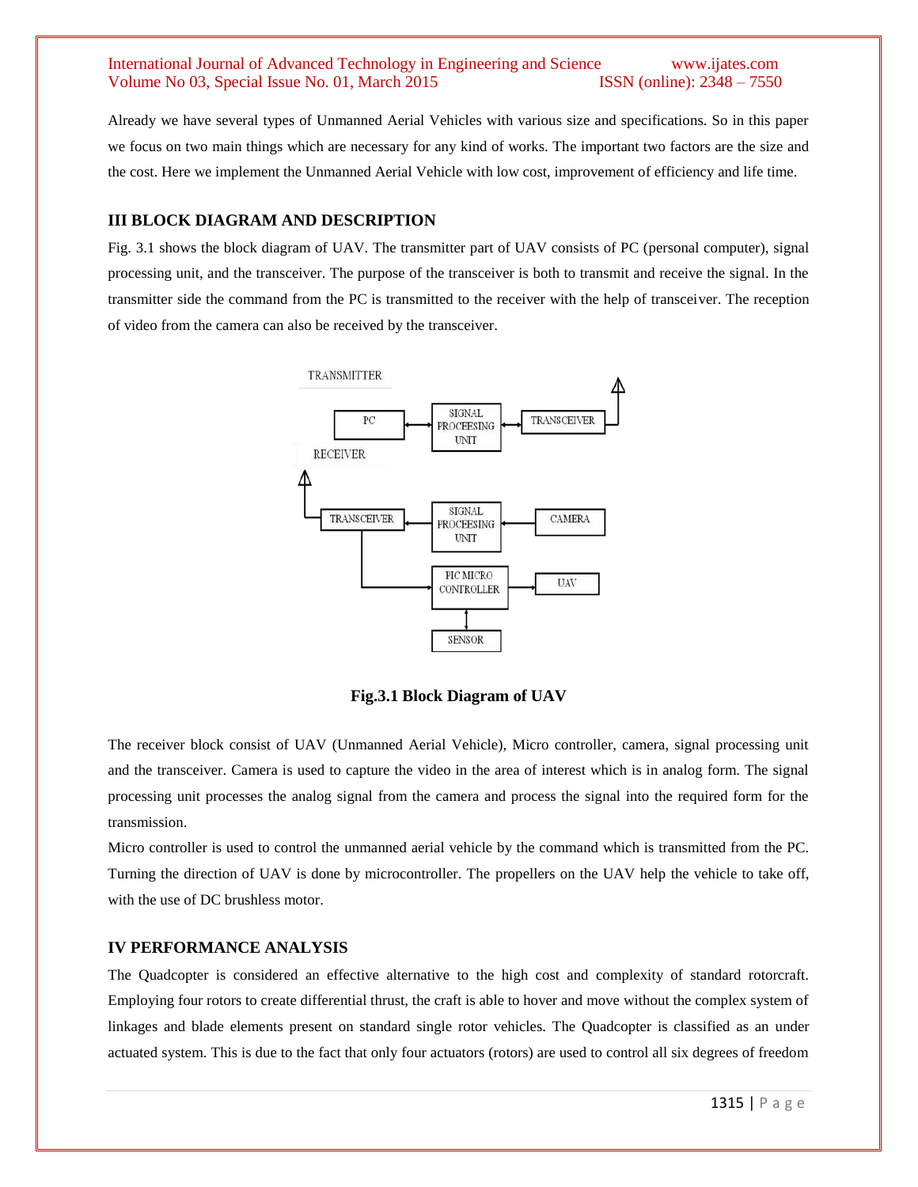Already we have several types of Unmanned Aerial Vehicles with various size and specifications. So in this paper we focus on two main things which are necessary for any kind of works. The important two factors are the size and the cost. Here we implement the Unmanned Aerial Vehicle with low cost, improvement of efficiency and life time.

## III BLOCK DIAGRAM AND DESCRIPTION

Fig. 3.1 shows the block diagram of UAV. The transmitter part of UAV consists of PC (personal computer), signal processing unit, and the transceiver. The purpose of the transceiver is both to transmit and receive the signal. In the transmitter side the command from the PC is transmitted to the receiver with the help of transceiver. The reception of video from the camera can also be received by the transceiver.

**Fig.3.1 Block Diagram of UAV**

The receiver block consist of UAV (Unmanned Aerial Vehicle), Micro controller, camera, signal processing unit and the transceiver. Camera is used to capture the video in the area of interest which is in analog form. The signal processing unit processes the analog signal from the camera and process the signal into the required form for the transmission.

Micro controller is used to control the unmanned aerial vehicle by the command which is transmitted from the PC. Turning the direction of UAV is done by microcontroller. The propellers on the UAV help the vehicle to take off, with the use of DC brushless motor.

## IV PERFORMANCE ANALYSIS

The Quadcopter is considered an effective alternative to the high cost and complexity of standard rotorcraft. Employing four rotors to create differential thrust, the craft is able to hover and move without the complex system of linkages and blade elements present on standard single rotor vehicles. The Quadcopter is classified as an under actuated system. This is due to the fact that only four actuators (rotors) are used to control all six degrees of freedom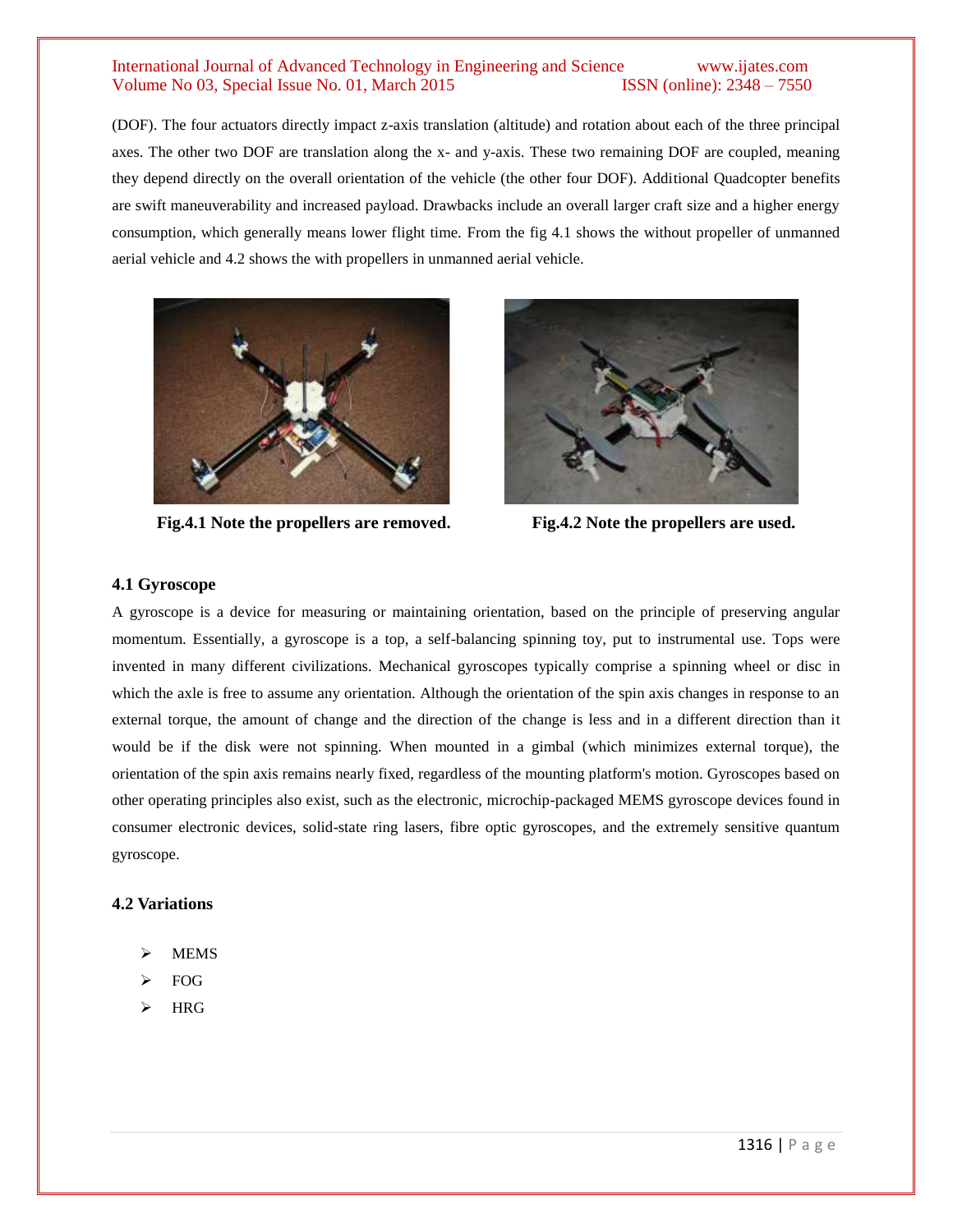(DOF). The four actuators directly impact z-axis translation (altitude) and rotation about each of the three principal axes. The other two DOF are translation along the x- and y-axis. These two remaining DOF are coupled, meaning they depend directly on the overall orientation of the vehicle (the other four DOF). Additional Quadcopter benefits are swift maneuverability and increased payload. Drawbacks include an overall larger craft size and a higher energy consumption, which generally means lower flight time. From the fig 4.1 shows the without propeller of unmanned aerial vehicle and 4.2 shows the with propellers in unmanned aerial vehicle.

**Fig.4.1 Note the propellers are removed.**

**Fig.4.2 Note the propellers are used.**

### 4.1 Gyroscope

A gyroscope is a device for measuring or maintaining orientation, based on the principle of preserving angular momentum. Essentially, a gyroscope is a top, a self-balancing spinning toy, put to instrumental use. Tops were invented in many different civilizations. Mechanical gyroscopes typically comprise a spinning wheel or disc in which the axle is free to assume any orientation. Although the orientation of the spin axis changes in response to an external torque, the amount of change and the direction of the change is less and in a different direction than it would be if the disk were not spinning. When mounted in a gimbal (which minimizes external torque), the orientation of the spin axis remains nearly fixed, regardless of the mounting platform's motion. Gyroscopes based on other operating principles also exist, such as the electronic, microchip-packaged MEMS gyroscope devices found in consumer electronic devices, solid-state ring lasers, fibre optic gyroscopes, and the extremely sensitive quantum gyroscope.

### 4.2 Variations

- MEMS
- FOG
- HRG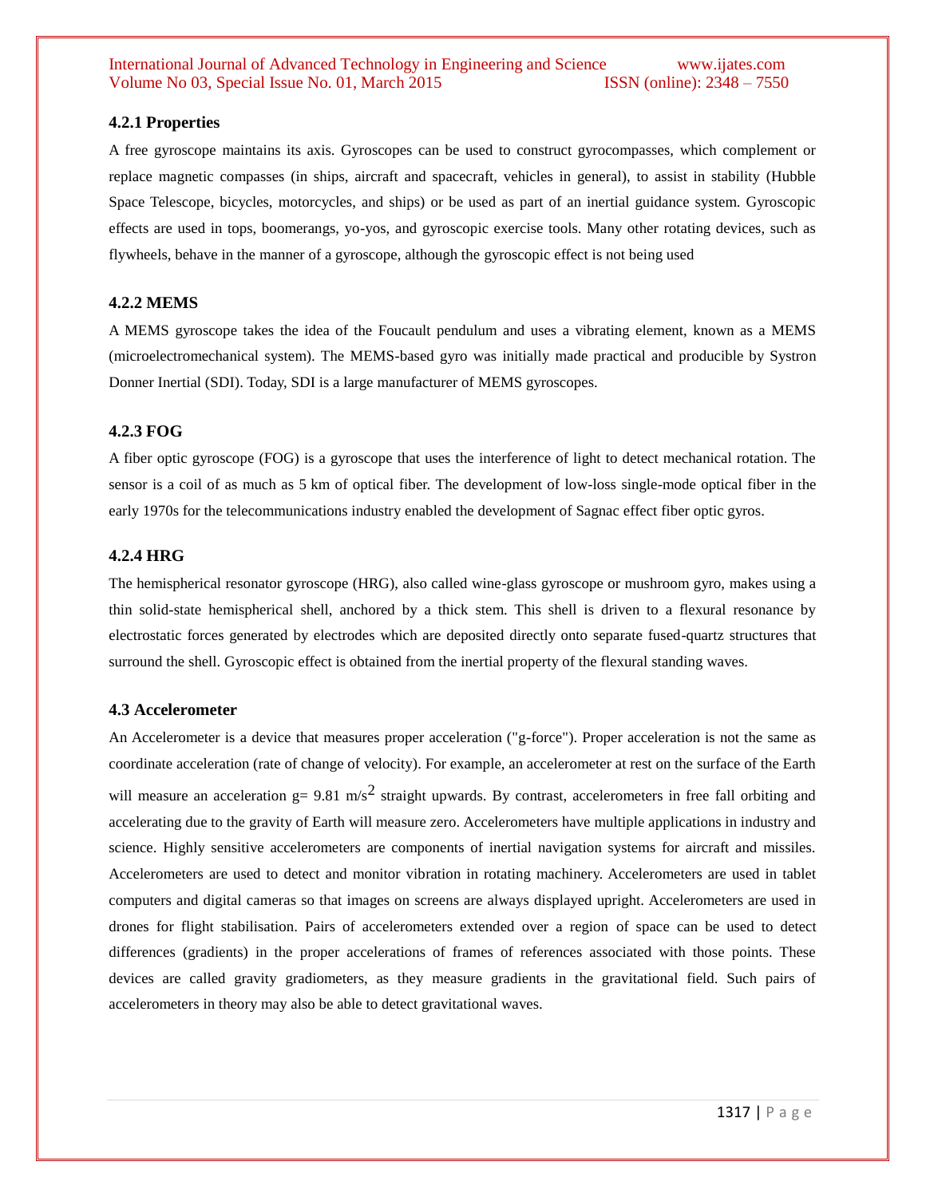### 4.2.1 Properties

A free gyroscope maintains its axis. Gyroscopes can be used to construct gyrocompasses, which complement or replace magnetic compasses (in ships, aircraft and spacecraft, vehicles in general), to assist in stability (Hubble Space Telescope, bicycles, motorcycles, and ships) or be used as part of an inertial guidance system. Gyroscopic effects are used in tops, boomerangs, yo-yos, and gyroscopic exercise tools. Many other rotating devices, such as flywheels, behave in the manner of a gyroscope, although the gyroscopic effect is not being used

### 4.2.2 MEMS

A MEMS gyroscope takes the idea of the Foucault pendulum and uses a vibrating element, known as a MEMS (microelectromechanical system). The MEMS-based gyro was initially made practical and producible by Systron Donner Inertial (SDI). Today, SDI is a large manufacturer of MEMS gyroscopes.

### 4.2.3 FOG

A fiber optic gyroscope (FOG) is a gyroscope that uses the interference of light to detect mechanical rotation. The sensor is a coil of as much as 5 km of optical fiber. The development of low-loss single-mode optical fiber in the early 1970s for the telecommunications industry enabled the development of Sagnac effect fiber optic gyros.

### 4.2.4 HRG

The hemispherical resonator gyroscope (HRG), also called wine-glass gyroscope or mushroom gyro, makes using a thin solid-state hemispherical shell, anchored by a thick stem. This shell is driven to a flexural resonance by electrostatic forces generated by electrodes which are deposited directly onto separate fused-quartz structures that surround the shell. Gyroscopic effect is obtained from the inertial property of the flexural standing waves.

### 4.3 Accelerometer

An Accelerometer is a device that measures proper acceleration ("g-force"). Proper acceleration is not the same as coordinate acceleration (rate of change of velocity). For example, an accelerometer at rest on the surface of the Earth will measure an acceleration g= 9.81 $m/s^2$ straight upwards. By contrast, accelerometers in free fall orbiting and accelerating due to the gravity of Earth will measure zero. Accelerometers have multiple applications in industry and science. Highly sensitive accelerometers are components of inertial navigation systems for aircraft and missiles. Accelerometers are used to detect and monitor vibration in rotating machinery. Accelerometers are used in tablet computers and digital cameras so that images on screens are always displayed upright. Accelerometers are used in drones for flight stabilisation. Pairs of accelerometers extended over a region of space can be used to detect differences (gradients) in the proper accelerations of frames of references associated with those points. These devices are called gravity gradiometers, as they measure gradients in the gravitational field. Such pairs of accelerometers in theory may also be able to detect gravitational waves.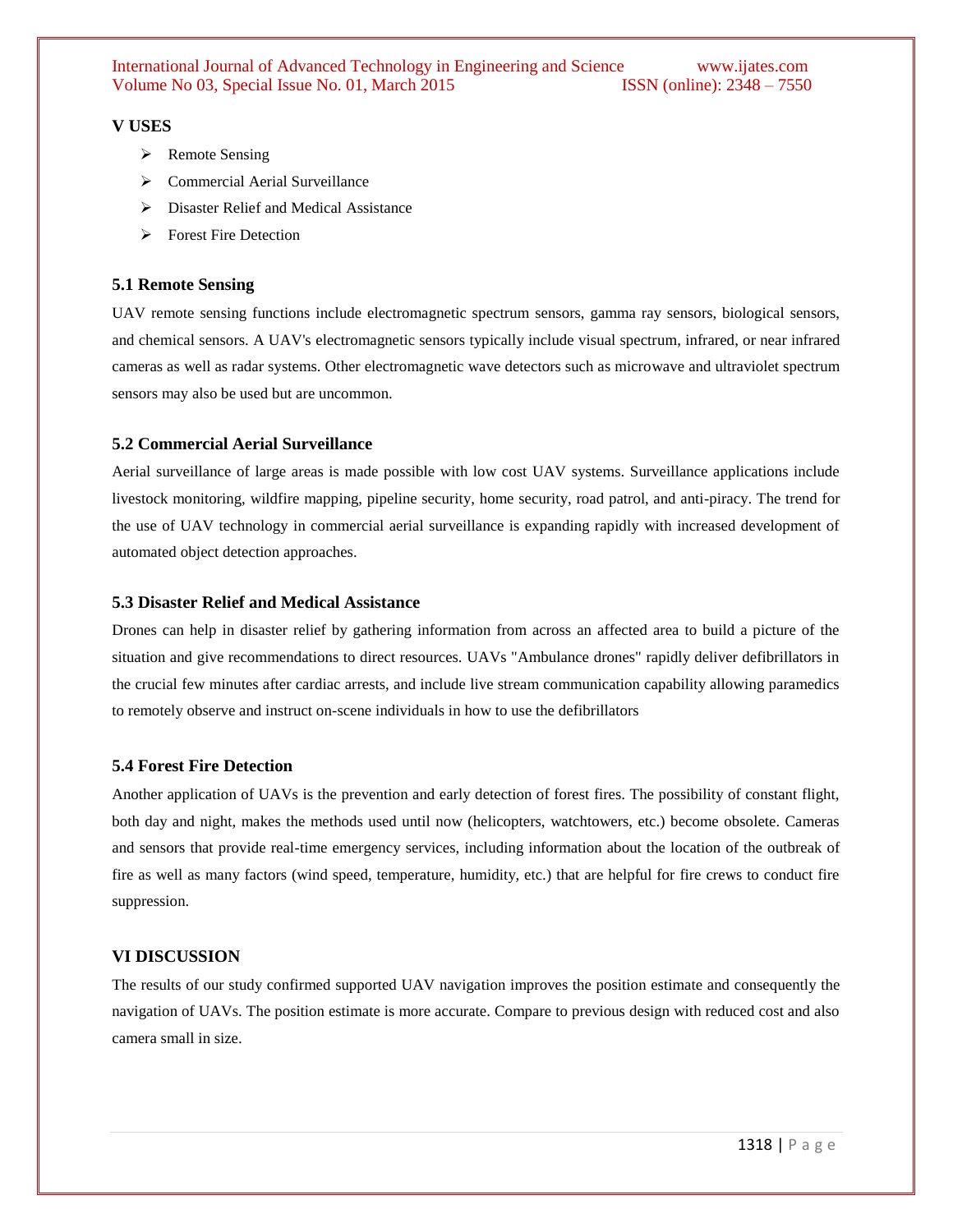## V USES

- Remote Sensing
- Commercial Aerial Surveillance
- Disaster Relief and Medical Assistance
- Forest Fire Detection

### 5.1 Remote Sensing

UAV remote sensing functions include electromagnetic spectrum sensors, gamma ray sensors, biological sensors, and chemical sensors. A UAV's electromagnetic sensors typically include visual spectrum, infrared, or near infrared cameras as well as radar systems. Other electromagnetic wave detectors such as microwave and ultraviolet spectrum sensors may also be used but are uncommon.

### 5.2 Commercial Aerial Surveillance

Aerial surveillance of large areas is made possible with low cost UAV systems. Surveillance applications include livestock monitoring, wildfire mapping, pipeline security, home security, road patrol, and anti-piracy. The trend for the use of UAV technology in commercial aerial surveillance is expanding rapidly with increased development of automated object detection approaches.

### 5.3 Disaster Relief and Medical Assistance

Drones can help in disaster relief by gathering information from across an affected area to build a picture of the situation and give recommendations to direct resources. UAVs "Ambulance drones" rapidly deliver defibrillators in the crucial few minutes after cardiac arrests, and include live stream communication capability allowing paramedics to remotely observe and instruct on-scene individuals in how to use the defibrillators

### 5.4 Forest Fire Detection

Another application of UAVs is the prevention and early detection of forest fires. The possibility of constant flight, both day and night, makes the methods used until now (helicopters, watchtowers, etc.) become obsolete. Cameras and sensors that provide real-time emergency services, including information about the location of the outbreak of fire as well as many factors (wind speed, temperature, humidity, etc.) that are helpful for fire crews to conduct fire suppression.

## VI DISCUSSION

The results of our study confirmed supported UAV navigation improves the position estimate and consequently the navigation of UAVs. The position estimate is more accurate. Compare to previous design with reduced cost and also camera small in size.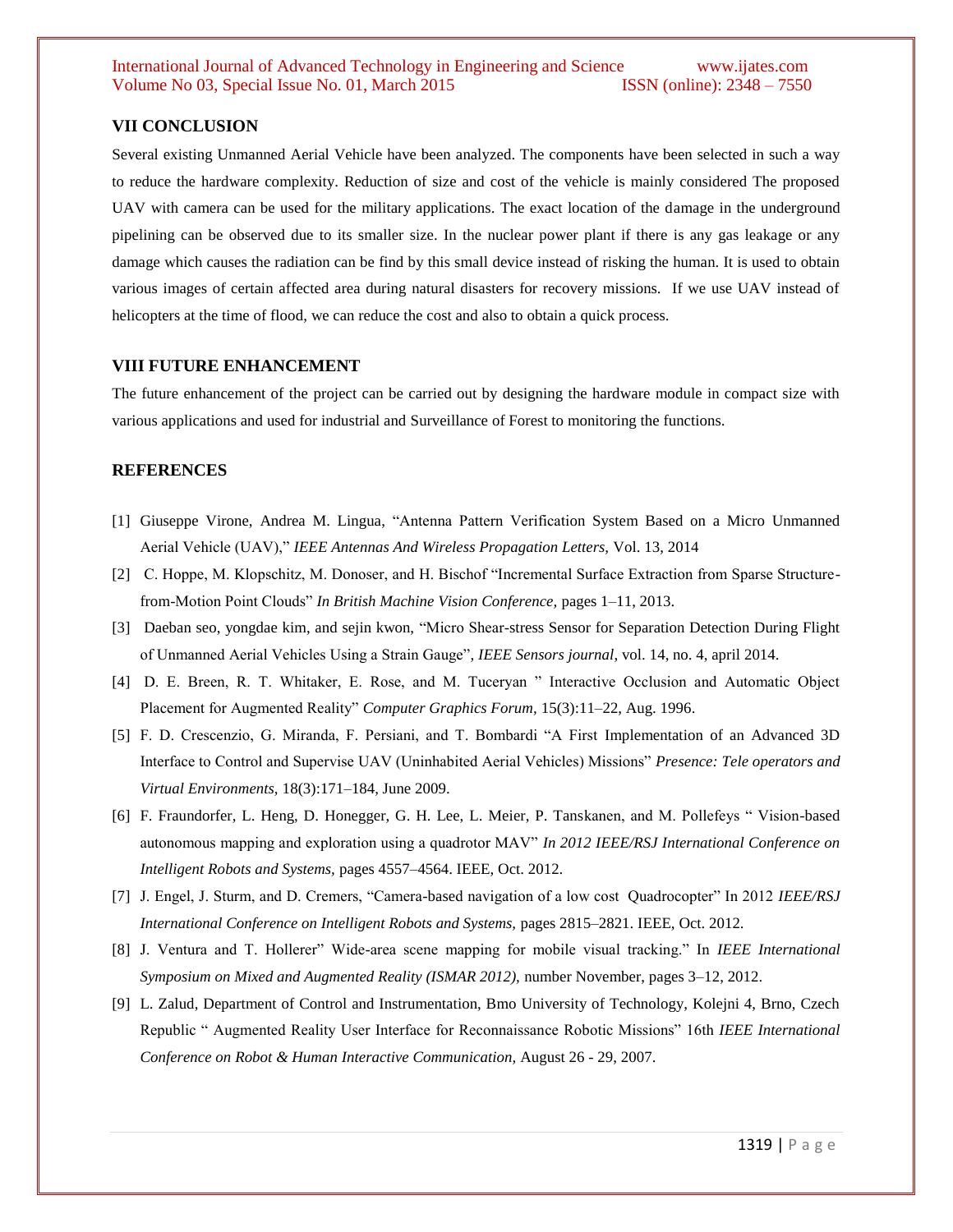## VII CONCLUSION

Several existing Unmanned Aerial Vehicle have been analyzed. The components have been selected in such a way to reduce the hardware complexity. Reduction of size and cost of the vehicle is mainly considered The proposed UAV with camera can be used for the military applications. The exact location of the damage in the underground pipelining can be observed due to its smaller size. In the nuclear power plant if there is any gas leakage or any damage which causes the radiation can be find by this small device instead of risking the human. It is used to obtain various images of certain affected area during natural disasters for recovery missions. If we use UAV instead of helicopters at the time of flood, we can reduce the cost and also to obtain a quick process.

## VIII FUTURE ENHANCEMENT

The future enhancement of the project can be carried out by designing the hardware module in compact size with various applications and used for industrial and Surveillance of Forest to monitoring the functions.

## REFERENCES

[1] Giuseppe Virone, Andrea M. Lingua, "Antenna Pattern Verification System Based on a Micro Unmanned Aerial Vehicle (UAV)," *IEEE Antennas And Wireless Propagation Letters*, Vol. 13, 2014

[2] C. Hoppe, M. Klopschitz, M. Donoser, and H. Bischof "Incremental Surface Extraction from Sparse Structure-from-Motion Point Clouds" *In British Machine Vision Conference,* pages 1–11, 2013.

[3] Daeban seo, yongdae kim, and sejin kwon, "Micro Shear-stress Sensor for Separation Detection During Flight of Unmanned Aerial Vehicles Using a Strain Gauge", *IEEE Sensors journal*, vol. 14, no. 4, april 2014.

[4] D. E. Breen, R. T. Whitaker, E. Rose, and M. Tuceryan " Interactive Occlusion and Automatic Object Placement for Augmented Reality" *Computer Graphics Forum,* 15(3):11–22, Aug. 1996.

[5] F. D. Crescenzio, G. Miranda, F. Persiani, and T. Bombardi "A First Implementation of an Advanced 3D Interface to Control and Supervise UAV (Uninhabited Aerial Vehicles) Missions" *Presence: Tele operators and Virtual Environments,* 18(3):171–184, June 2009.

[6] F. Fraundorfer, L. Heng, D. Honegger, G. H. Lee, L. Meier, P. Tanskanen, and M. Pollefeys " Vision-based autonomous mapping and exploration using a quadrotor MAV" *In 2012 IEEE/RSJ International Conference on Intelligent Robots and Systems,* pages 4557–4564. IEEE, Oct. 2012.

[7] J. Engel, J. Sturm, and D. Cremers, "Camera-based navigation of a low cost Quadrocopter" In 2012 *IEEE/RSJ International Conference on Intelligent Robots and Systems,* pages 2815–2821. IEEE, Oct. 2012.

[8] J. Ventura and T. Hollerer" Wide-area scene mapping for mobile visual tracking." In *IEEE International Symposium on Mixed and Augmented Reality (ISMAR 2012),* number November, pages 3–12, 2012.

[9] L. Zalud, Department of Control and Instrumentation, Bmo University of Technology, Kolejni 4, Brno, Czech Republic " Augmented Reality User Interface for Reconnaissance Robotic Missions" 16th *IEEE International Conference on Robot & Human Interactive Communication,* August 26 - 29, 2007.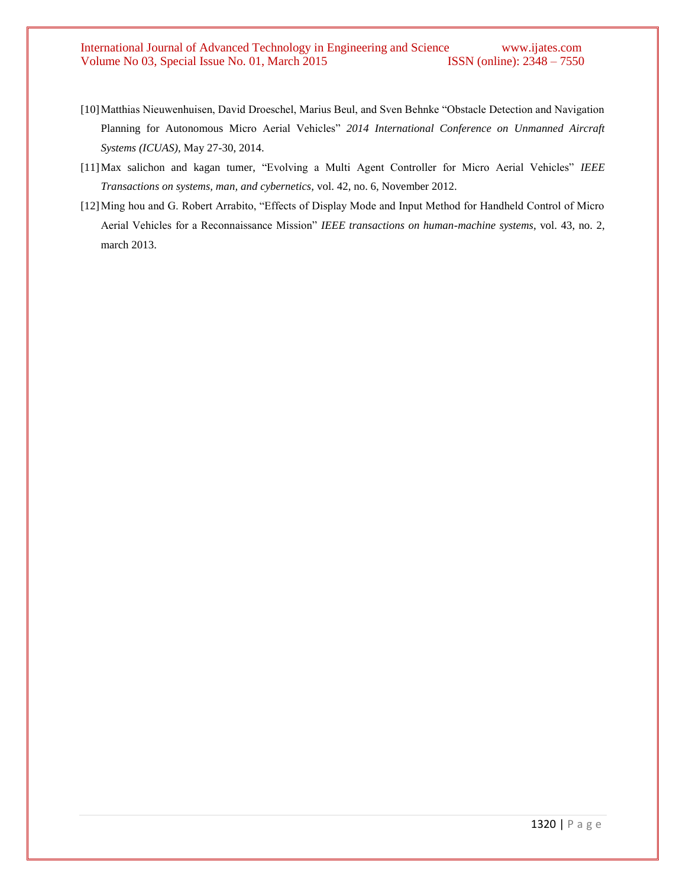[10] Matthias Nieuwenhuisen, David Droeschel, Marius Beul, and Sven Behnke "Obstacle Detection and Navigation Planning for Autonomous Micro Aerial Vehicles" *2014 International Conference on Unmanned Aircraft Systems (ICUAS)*, May 27-30, 2014.

[11] Max salichon and kagan tumer, "Evolving a Multi Agent Controller for Micro Aerial Vehicles" *IEEE Transactions on systems, man, and cybernetics*, vol. 42, no. 6, November 2012.

[12] Ming hou and G. Robert Arrabito, "Effects of Display Mode and Input Method for Handheld Control of Micro Aerial Vehicles for a Reconnaissance Mission" *IEEE transactions on human-machine systems*, vol. 43, no. 2, march 2013.